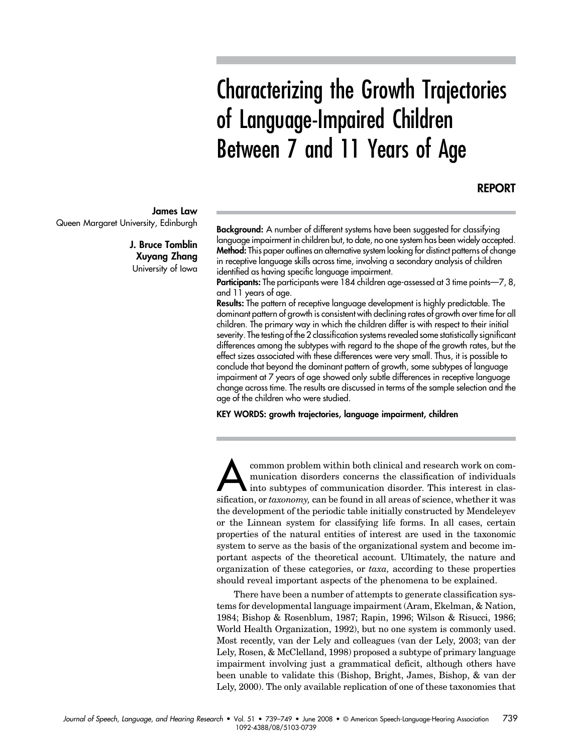# Characterizing the Growth Trajectories of Language-Impaired Children Between 7 and 11 Years of Age

**REPORT**

**James Law**
Queen Margaret University, Edinburgh

**J. Bruce Tomblin**
**Xuyang Zhang**
University of Iowa

**Background:** A number of different systems have been suggested for classifying language impairment in children but, to date, no one system has been widely accepted.
**Method:** This paper outlines an alternative system looking for distinct patterns of change in receptive language skills across time, involving a secondary analysis of children identified as having specific language impairment.
**Participants:** The participants were 184 children age-assessed at 3 time points—7, 8, and 11 years of age.
**Results:** The pattern of receptive language development is highly predictable. The dominant pattern of growth is consistent with declining rates of growth over time for all children. The primary way in which the children differ is with respect to their initial severity. The testing of the 2 classification systems revealed some statistically significant differences among the subtypes with regard to the shape of the growth rates, but the effect sizes associated with these differences were very small. Thus, it is possible to conclude that beyond the dominant pattern of growth, some subtypes of language impairment at 7 years of age showed only subtle differences in receptive language change across time. The results are discussed in terms of the sample selection and the age of the children who were studied.

**KEY WORDS: growth trajectories, language impairment, children**

A common problem within both clinical and research work on communication disorders concerns the classification of individuals into subtypes of communication disorder. This interest in classification, or *taxonomy,* can be found in all areas of science, whether it was the development of the periodic table initially constructed by Mendeleyev or the Linnean system for classifying life forms. In all cases, certain properties of the natural entities of interest are used in the taxonomic system to serve as the basis of the organizational system and become important aspects of the theoretical account. Ultimately, the nature and organization of these categories, or *taxa,* according to these properties should reveal important aspects of the phenomena to be explained.

There have been a number of attempts to generate classification systems for developmental language impairment (Aram, Ekelman, & Nation, 1984; Bishop & Rosenblum, 1987; Rapin, 1996; Wilson & Risucci, 1986; World Health Organization, 1992), but no one system is commonly used. Most recently, van der Lely and colleagues (van der Lely, 2003; van der Lely, Rosen, & McClelland, 1998) proposed a subtype of primary language impairment involving just a grammatical deficit, although others have been unable to validate this (Bishop, Bright, James, Bishop, & van der Lely, 2000). The only available replication of one of these taxonomies that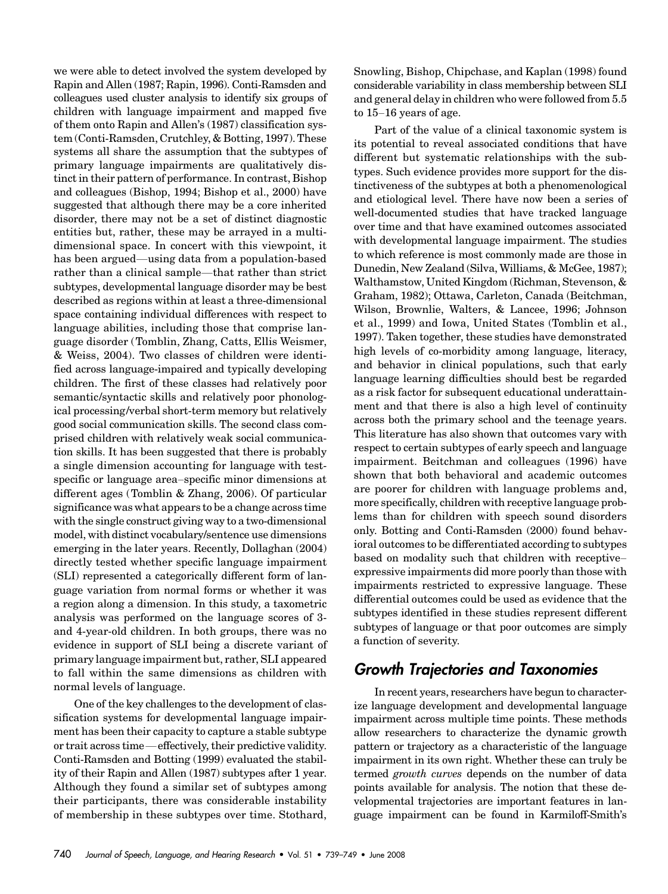we were able to detect involved the system developed by Rapin and Allen (1987; Rapin, 1996). Conti-Ramsden and colleagues used cluster analysis to identify six groups of children with language impairment and mapped five of them onto Rapin and Allen's (1987) classification system (Conti-Ramsden, Crutchley, & Botting, 1997). These systems all share the assumption that the subtypes of primary language impairments are qualitatively distinct in their pattern of performance. In contrast, Bishop and colleagues (Bishop, 1994; Bishop et al., 2000) have suggested that although there may be a core inherited disorder, there may not be a set of distinct diagnostic entities but, rather, these may be arrayed in a multidimensional space. In concert with this viewpoint, it has been argued—using data from a population-based rather than a clinical sample—that rather than strict subtypes, developmental language disorder may be best described as regions within at least a three-dimensional space containing individual differences with respect to language abilities, including those that comprise language disorder (Tomblin, Zhang, Catts, Ellis Weismer, & Weiss, 2004). Two classes of children were identified across language-impaired and typically developing children. The first of these classes had relatively poor semantic/syntactic skills and relatively poor phonological processing/verbal short-term memory but relatively good social communication skills. The second class comprised children with relatively weak social communication skills. It has been suggested that there is probably a single dimension accounting for language with test-specific or language area–specific minor dimensions at different ages (Tomblin & Zhang, 2006). Of particular significance was what appears to be a change across time with the single construct giving way to a two-dimensional model, with distinct vocabulary/sentence use dimensions emerging in the later years. Recently, Dollaghan (2004) directly tested whether specific language impairment (SLI) represented a categorically different form of language variation from normal forms or whether it was a region along a dimension. In this study, a taxometric analysis was performed on the language scores of 3- and 4-year-old children. In both groups, there was no evidence in support of SLI being a discrete variant of primary language impairment but, rather, SLI appeared to fall within the same dimensions as children with normal levels of language.

One of the key challenges to the development of classification systems for developmental language impairment has been their capacity to capture a stable subtype or trait across time—effectively, their predictive validity. Conti-Ramsden and Botting (1999) evaluated the stability of their Rapin and Allen (1987) subtypes after 1 year. Although they found a similar set of subtypes among their participants, there was considerable instability of membership in these subtypes over time. Stothard, Snowling, Bishop, Chipchase, and Kaplan (1998) found considerable variability in class membership between SLI and general delay in children who were followed from 5.5 to 15–16 years of age.

Part of the value of a clinical taxonomic system is its potential to reveal associated conditions that have different but systematic relationships with the subtypes. Such evidence provides more support for the distinctiveness of the subtypes at both a phenomenological and etiological level. There have now been a series of well-documented studies that have tracked language over time and that have examined outcomes associated with developmental language impairment. The studies to which reference is most commonly made are those in Dunedin, New Zealand (Silva, Williams, & McGee, 1987); Walthamstow, United Kingdom (Richman, Stevenson, & Graham, 1982); Ottawa, Carleton, Canada (Beitchman, Wilson, Brownlie, Walters, & Lancee, 1996; Johnson et al., 1999) and Iowa, United States (Tomblin et al., 1997). Taken together, these studies have demonstrated high levels of co-morbidity among language, literacy, and behavior in clinical populations, such that early language learning difficulties should best be regarded as a risk factor for subsequent educational underattainment and that there is also a high level of continuity across both the primary school and the teenage years. This literature has also shown that outcomes vary with respect to certain subtypes of early speech and language impairment. Beitchman and colleagues (1996) have shown that both behavioral and academic outcomes are poorer for children with language problems and, more specifically, children with receptive language problems than for children with speech sound disorders only. Botting and Conti-Ramsden (2000) found behavioral outcomes to be differentiated according to subtypes based on modality such that children with receptive–expressive impairments did more poorly than those with impairments restricted to expressive language. These differential outcomes could be used as evidence that the subtypes identified in these studies represent different subtypes of language or that poor outcomes are simply a function of severity.

## Growth Trajectories and Taxonomies

In recent years, researchers have begun to characterize language development and developmental language impairment across multiple time points. These methods allow researchers to characterize the dynamic growth pattern or trajectory as a characteristic of the language impairment in its own right. Whether these can truly be termed *growth curves* depends on the number of data points available for analysis. The notion that these developmental trajectories are important features in language impairment can be found in Karmiloff-Smith's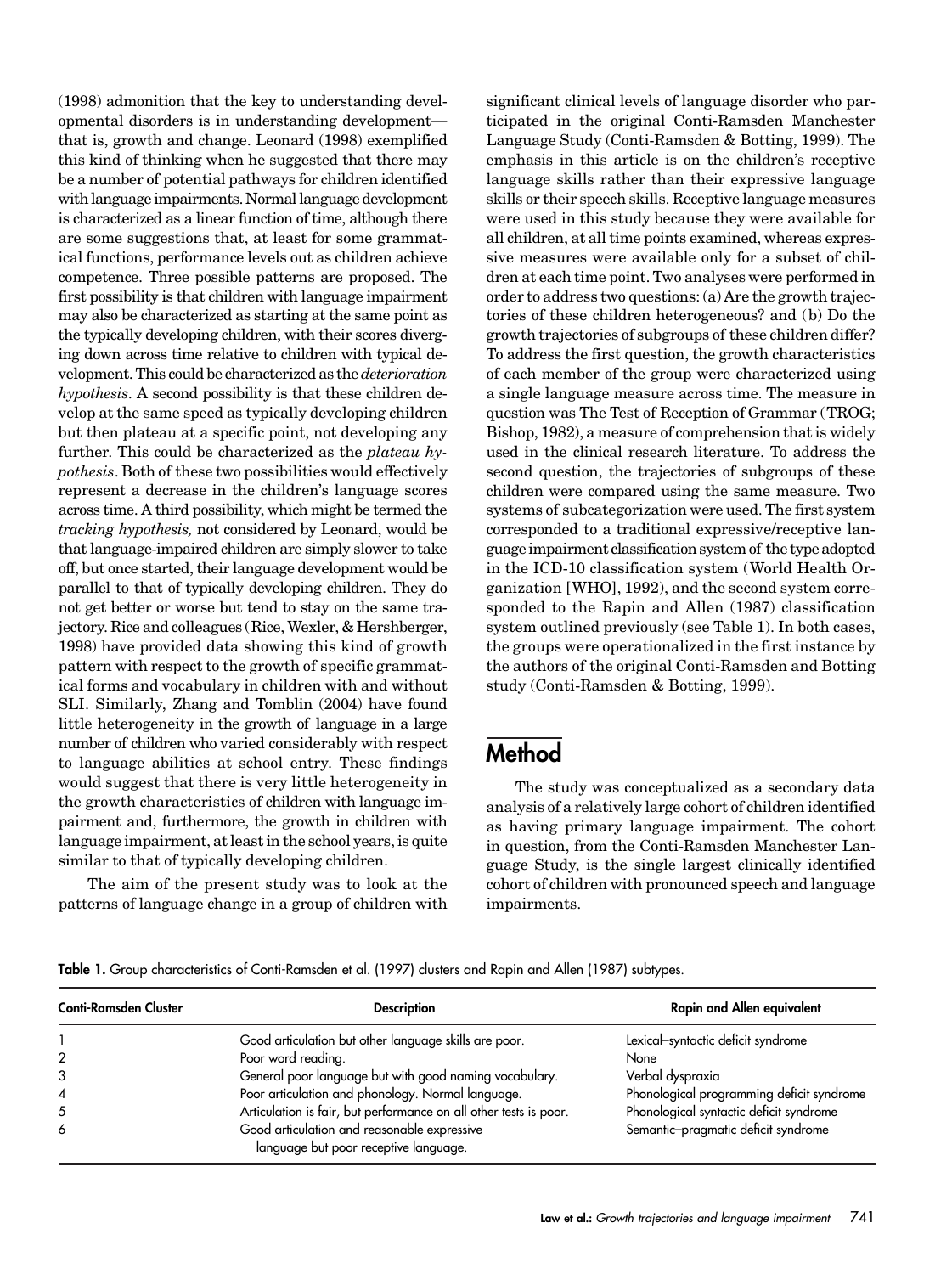(1998) admonition that the key to understanding developmental disorders is in understanding development—that is, growth and change. Leonard (1998) exemplified this kind of thinking when he suggested that there may be a number of potential pathways for children identified with language impairments. Normal language development is characterized as a linear function of time, although there are some suggestions that, at least for some grammatical functions, performance levels out as children achieve competence. Three possible patterns are proposed. The first possibility is that children with language impairment may also be characterized as starting at the same point as the typically developing children, with their scores diverging down across time relative to children with typical development. This could be characterized as the *deterioration hypothesis*. A second possibility is that these children develop at the same speed as typically developing children but then plateau at a specific point, not developing any further. This could be characterized as the *plateau hypothesis*. Both of these two possibilities would effectively represent a decrease in the children's language scores across time. A third possibility, which might be termed the *tracking hypothesis,* not considered by Leonard, would be that language-impaired children are simply slower to take off, but once started, their language development would be parallel to that of typically developing children. They do not get better or worse but tend to stay on the same trajectory. Rice and colleagues (Rice, Wexler, & Hershberger, 1998) have provided data showing this kind of growth pattern with respect to the growth of specific grammatical forms and vocabulary in children with and without SLI. Similarly, Zhang and Tomblin (2004) have found little heterogeneity in the growth of language in a large number of children who varied considerably with respect to language abilities at school entry. These findings would suggest that there is very little heterogeneity in the growth characteristics of children with language impairment and, furthermore, the growth in children with language impairment, at least in the school years, is quite similar to that of typically developing children.

The aim of the present study was to look at the patterns of language change in a group of children with significant clinical levels of language disorder who participated in the original Conti-Ramsden Manchester Language Study (Conti-Ramsden & Botting, 1999). The emphasis in this article is on the children's receptive language skills rather than their expressive language skills or their speech skills. Receptive language measures were used in this study because they were available for all children, at all time points examined, whereas expressive measures were available only for a subset of children at each time point. Two analyses were performed in order to address two questions: (a) Are the growth trajectories of these children heterogeneous? and (b) Do the growth trajectories of subgroups of these children differ? To address the first question, the growth characteristics of each member of the group were characterized using a single language measure across time. The measure in question was The Test of Reception of Grammar (TROG; Bishop, 1982), a measure of comprehension that is widely used in the clinical research literature. To address the second question, the trajectories of subgroups of these children were compared using the same measure. Two systems of subcategorization were used. The first system corresponded to a traditional expressive/receptive language impairment classification system of the type adopted in the ICD-10 classification system (World Health Organization [WHO], 1992), and the second system corresponded to the Rapin and Allen (1987) classification system outlined previously (see Table 1). In both cases, the groups were operationalized in the first instance by the authors of the original Conti-Ramsden and Botting study (Conti-Ramsden & Botting, 1999).

## Method

The study was conceptualized as a secondary data analysis of a relatively large cohort of children identified as having primary language impairment. The cohort in question, from the Conti-Ramsden Manchester Language Study, is the single largest clinically identified cohort of children with pronounced speech and language impairments.

**Table 1.** Group characteristics of Conti-Ramsden et al. (1997) clusters and Rapin and Allen (1987) subtypes.

| Conti-Ramsden Cluster | Description | Rapin and Allen equivalent |
|---|---|---|
| 1 | Good articulation but other language skills are poor. | Lexical–syntactic deficit syndrome |
| 2 | Poor word reading. | None |
| 3 | General poor language but with good naming vocabulary. | Verbal dyspraxia |
| 4 | Poor articulation and phonology. Normal language. | Phonological programming deficit syndrome |
| 5 | Articulation is fair, but performance on all other tests is poor. | Phonological syntactic deficit syndrome |
| 6 | Good articulation and reasonable expressive language but poor receptive language. | Semantic–pragmatic deficit syndrome |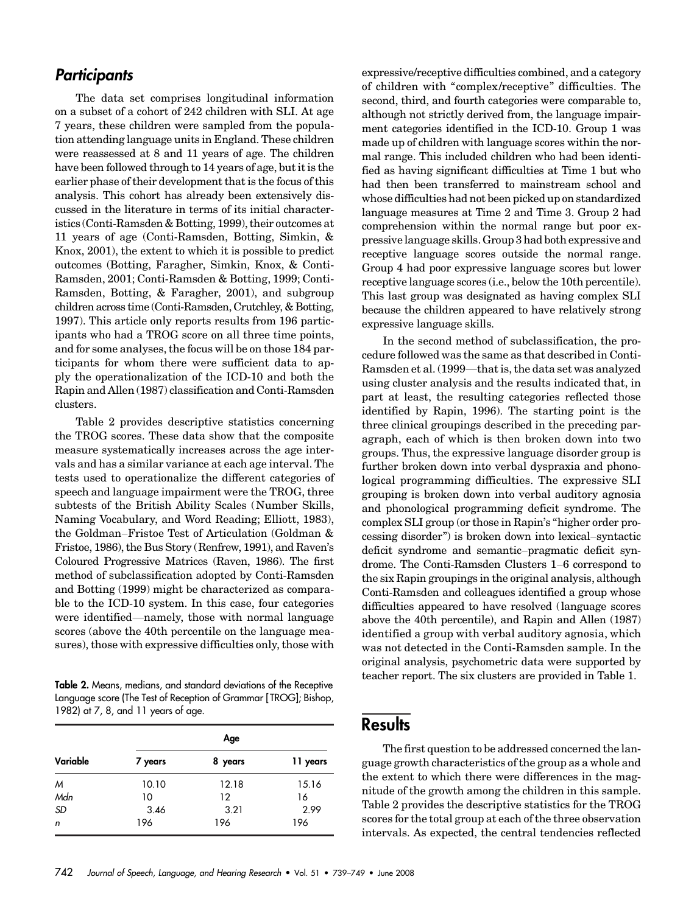## *Participants*

The data set comprises longitudinal information on a subset of a cohort of 242 children with SLI. At age 7 years, these children were sampled from the population attending language units in England. These children were reassessed at 8 and 11 years of age. The children have been followed through to 14 years of age, but it is the earlier phase of their development that is the focus of this analysis. This cohort has already been extensively discussed in the literature in terms of its initial characteristics (Conti-Ramsden & Botting, 1999), their outcomes at 11 years of age (Conti-Ramsden, Botting, Simkin, & Knox, 2001), the extent to which it is possible to predict outcomes (Botting, Faragher, Simkin, Knox, & Conti-Ramsden, 2001; Conti-Ramsden & Botting, 1999; Conti-Ramsden, Botting, & Faragher, 2001), and subgroup children across time (Conti-Ramsden, Crutchley, & Botting, 1997). This article only reports results from 196 participants who had a TROG score on all three time points, and for some analyses, the focus will be on those 184 participants for whom there were sufficient data to apply the operationalization of the ICD-10 and both the Rapin and Allen (1987) classification and Conti-Ramsden clusters.

Table 2 provides descriptive statistics concerning the TROG scores. These data show that the composite measure systematically increases across the age intervals and has a similar variance at each age interval. The tests used to operationalize the different categories of speech and language impairment were the TROG, three subtests of the British Ability Scales (Number Skills, Naming Vocabulary, and Word Reading; Elliott, 1983), the Goldman–Fristoe Test of Articulation (Goldman & Fristoe, 1986), the Bus Story (Renfrew, 1991), and Raven's Coloured Progressive Matrices (Raven, 1986). The first method of subclassification adopted by Conti-Ramsden and Botting (1999) might be characterized as comparable to the ICD-10 system. In this case, four categories were identified—namely, those with normal language scores (above the 40th percentile on the language measures), those with expressive difficulties only, those with expressive/receptive difficulties combined, and a category of children with "complex/receptive" difficulties. The second, third, and fourth categories were comparable to, although not strictly derived from, the language impairment categories identified in the ICD-10. Group 1 was made up of children with language scores within the normal range. This included children who had been identified as having significant difficulties at Time 1 but who had then been transferred to mainstream school and whose difficulties had not been picked up on standardized language measures at Time 2 and Time 3. Group 2 had comprehension within the normal range but poor expressive language skills. Group 3 had both expressive and receptive language scores outside the normal range. Group 4 had poor expressive language scores but lower receptive language scores (i.e., below the 10th percentile). This last group was designated as having complex SLI because the children appeared to have relatively strong expressive language skills.

**Table 2.** Means, medians, and standard deviations of the Receptive Language score (The Test of Reception of Grammar [TROG]; Bishop, 1982) at 7, 8, and 11 years of age.

| Variable | Age | | |
|---|---|---|---|
| | 7 years | 8 years | 11 years |
| *M* | 10.10 | 12.18 | 15.16 |
| *Mdn* | 10 | 12 | 16 |
| *SD* | 3.46 | 3.21 | 2.99 |
| *n* | 196 | 196 | 196 |

In the second method of subclassification, the procedure followed was the same as that described in Conti-Ramsden et al. (1999—that is, the data set was analyzed using cluster analysis and the results indicated that, in part at least, the resulting categories reflected those identified by Rapin, 1996). The starting point is the three clinical groupings described in the preceding paragraph, each of which is then broken down into two groups. Thus, the expressive language disorder group is further broken down into verbal dyspraxia and phonological programming difficulties. The expressive SLI grouping is broken down into verbal auditory agnosia and phonological programming deficit syndrome. The complex SLI group (or those in Rapin's "higher order processing disorder") is broken down into lexical–syntactic deficit syndrome and semantic–pragmatic deficit syndrome. The Conti-Ramsden Clusters 1–6 correspond to the six Rapin groupings in the original analysis, although Conti-Ramsden and colleagues identified a group whose difficulties appeared to have resolved (language scores above the 40th percentile), and Rapin and Allen (1987) identified a group with verbal auditory agnosia, which was not detected in the Conti-Ramsden sample. In the original analysis, psychometric data were supported by teacher report. The six clusters are provided in Table 1.

# Results

The first question to be addressed concerned the language growth characteristics of the group as a whole and the extent to which there were differences in the magnitude of the growth among the children in this sample. Table 2 provides the descriptive statistics for the TROG scores for the total group at each of the three observation intervals. As expected, the central tendencies reflected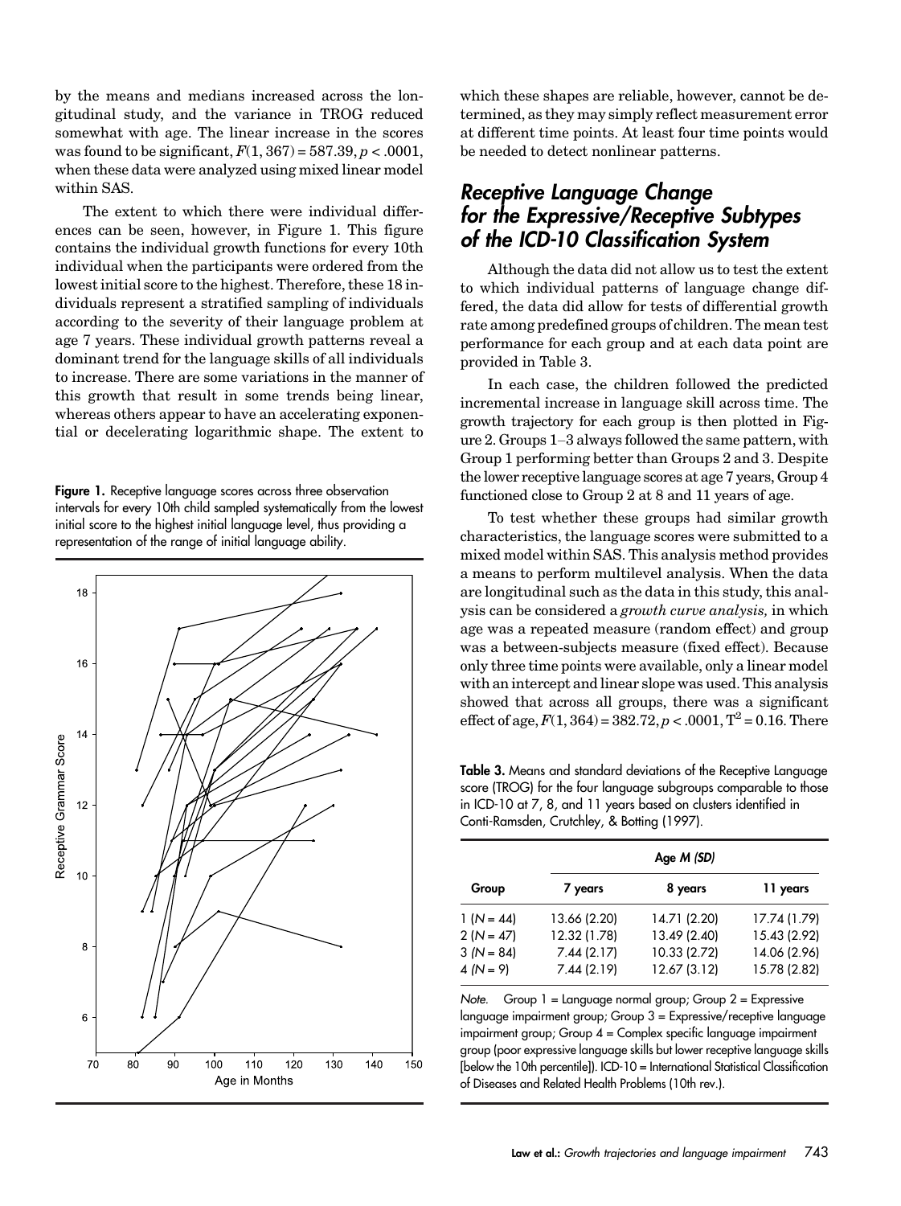by the means and medians increased across the longitudinal study, and the variance in TROG reduced somewhat with age. The linear increase in the scores was found to be significant, $F(1, 367) = 587.39, p < .0001$, when these data were analyzed using mixed linear model within SAS.

The extent to which there were individual differences can be seen, however, in Figure 1. This figure contains the individual growth functions for every 10th individual when the participants were ordered from the lowest initial score to the highest. Therefore, these 18 individuals represent a stratified sampling of individuals according to the severity of their language problem at age 7 years. These individual growth patterns reveal a dominant trend for the language skills of all individuals to increase. There are some variations in the manner of this growth that result in some trends being linear, whereas others appear to have an accelerating exponential or decelerating logarithmic shape. The extent to which these shapes are reliable, however, cannot be determined, as they may simply reflect measurement error at different time points. At least four time points would be needed to detect nonlinear patterns.

**Figure 1.** Receptive language scores across three observation intervals for every 10th child sampled systematically from the lowest initial score to the highest initial language level, thus providing a representation of the range of initial language ability.

## *Receptive Language Change for the Expressive/Receptive Subtypes of the ICD-10 Classification System*

Although the data did not allow us to test the extent to which individual patterns of language change differed, the data did allow for tests of differential growth rate among predefined groups of children. The mean test performance for each group and at each data point are provided in Table 3.

In each case, the children followed the predicted incremental increase in language skill across time. The growth trajectory for each group is then plotted in Figure 2. Groups 1–3 always followed the same pattern, with Group 1 performing better than Groups 2 and 3. Despite the lower receptive language scores at age 7 years, Group 4 functioned close to Group 2 at 8 and 11 years of age.

To test whether these groups had similar growth characteristics, the language scores were submitted to a mixed model within SAS. This analysis method provides a means to perform multilevel analysis. When the data are longitudinal such as the data in this study, this analysis can be considered a *growth curve analysis,* in which age was a repeated measure (random effect) and group was a between-subjects measure (fixed effect). Because only three time points were available, only a linear model with an intercept and linear slope was used. This analysis showed that across all groups, there was a significant effect of age, $F(1, 364) = 382.72, p < .0001, T^2 = 0.16$. There

**Table 3.** Means and standard deviations of the Receptive Language score (TROG) for the four language subgroups comparable to those in ICD-10 at 7, 8, and 11 years based on clusters identified in Conti-Ramsden, Crutchley, & Botting (1997).

| Group | Age *M (SD)* | | |
|---|---|---|---|
| | 7 years | 8 years | 11 years |
| 1 (*N* = 44) | 13.66 (2.20) | 14.71 (2.20) | 17.74 (1.79) |
| 2 (*N* = 47) | 12.32 (1.78) | 13.49 (2.40) | 15.43 (2.92) |
| 3 (*N* = 84) | 7.44 (2.17) | 10.33 (2.72) | 14.06 (2.96) |
| 4 (*N* = 9) | 7.44 (2.19) | 12.67 (3.12) | 15.78 (2.82) |

*Note.* Group 1 = Language normal group; Group 2 = Expressive language impairment group; Group 3 = Expressive/receptive language impairment group; Group 4 = Complex specific language impairment group (poor expressive language skills but lower receptive language skills [below the 10th percentile]). ICD-10 = International Statistical Classification of Diseases and Related Health Problems (10th rev.).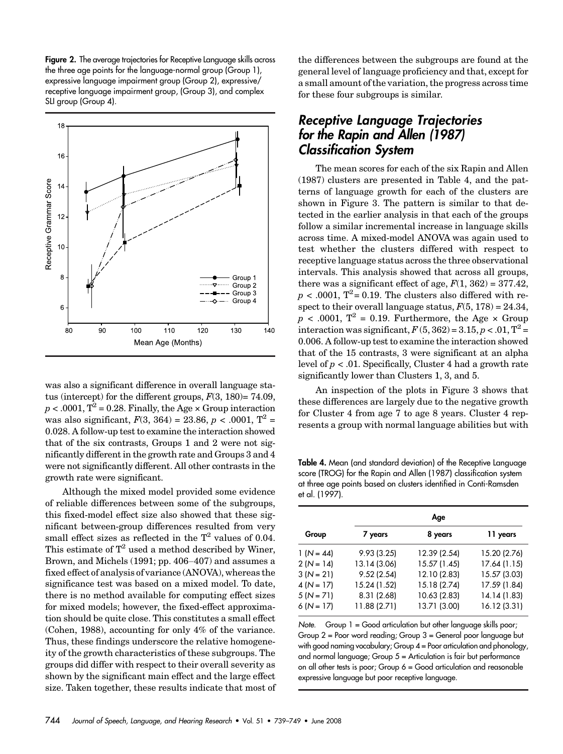**Figure 2.** The average trajectories for Receptive Language skills across the three age points for the language-normal group (Group 1), expressive language impairment group (Group 2), expressive/receptive language impairment group, (Group 3), and complex SLI group (Group 4).

was also a significant difference in overall language status (intercept) for the different groups, $F(3, 180) = 74.09$, $p < .0001$, $T^2 = 0.28$. Finally, the Age × Group interaction was also significant, $F(3, 364) = 23.86$, $p < .0001$, $T^2 = 0.028$. A follow-up test to examine the interaction showed that of the six contrasts, Groups 1 and 2 were not significantly different in the growth rate and Groups 3 and 4 were not significantly different. All other contrasts in the growth rate were significant.

Although the mixed model provided some evidence of reliable differences between some of the subgroups, this fixed-model effect size also showed that these significant between-group differences resulted from very small effect sizes as reflected in the $T^2$ values of 0.04. This estimate of $T^2$ used a method described by Winer, Brown, and Michels (1991; pp. 406–407) and assumes a fixed effect of analysis of variance (ANOVA), whereas the significance test was based on a mixed model. To date, there is no method available for computing effect sizes for mixed models; however, the fixed-effect approximation should be quite close. This constitutes a small effect (Cohen, 1988), accounting for only 4% of the variance. Thus, these findings underscore the relative homogeneity of the growth characteristics of these subgroups. The groups did differ with respect to their overall severity as shown by the significant main effect and the large effect size. Taken together, these results indicate that most of the differences between the subgroups are found at the general level of language proficiency and that, except for a small amount of the variation, the progress across time for these four subgroups is similar.

## Receptive Language Trajectories for the Rapin and Allen (1987) Classification System

The mean scores for each of the six Rapin and Allen (1987) clusters are presented in Table 4, and the patterns of language growth for each of the clusters are shown in Figure 3. The pattern is similar to that detected in the earlier analysis in that each of the groups follow a similar incremental increase in language skills across time. A mixed-model ANOVA was again used to test whether the clusters differed with respect to receptive language status across the three observational intervals. This analysis showed that across all groups, there was a significant effect of age, $F(1, 362) = 377.42$, $p < .0001$, $T^2 = 0.19$. The clusters also differed with respect to their overall language status, $F(5, 178) = 24.34$, $p < .0001$, $T^2 = 0.19$. Furthermore, the Age × Group interaction was significant, $F(5, 362) = 3.15$, $p < .01$, $T^2 = 0.006$. A follow-up test to examine the interaction showed that of the 15 contrasts, 3 were significant at an alpha level of $p < .01$. Specifically, Cluster 4 had a growth rate significantly lower than Clusters 1, 3, and 5.

An inspection of the plots in Figure 3 shows that these differences are largely due to the negative growth for Cluster 4 from age 7 to age 8 years. Cluster 4 represents a group with normal language abilities but with

**Table 4.** Mean (and standard deviation) of the Receptive Language score (TROG) for the Rapin and Allen (1987) classification system at three age points based on clusters identified in Conti-Ramsden et al. (1997).

| Group | Age | | |
|---|---|---|---|
| | 7 years | 8 years | 11 years |
| 1 ($N = 44$) | 9.93 (3.25) | 12.39 (2.54) | 15.20 (2.76) |
| 2 ($N = 14$) | 13.14 (3.06) | 15.57 (1.45) | 17.64 (1.15) |
| 3 ($N = 21$) | 9.52 (2.54) | 12.10 (2.83) | 15.57 (3.03) |
| 4 ($N = 17$) | 15.24 (1.52) | 15.18 (2.74) | 17.59 (1.84) |
| 5 ($N = 71$) | 8.31 (2.68) | 10.63 (2.83) | 14.14 (1.83) |
| 6 ($N = 17$) | 11.88 (2.71) | 13.71 (3.00) | 16.12 (3.31) |

*Note.* Group 1 = Good articulation but other language skills poor; Group 2 = Poor word reading; Group 3 = General poor language but with good naming vocabulary; Group 4 = Poor articulation and phonology, and normal language; Group 5 = Articulation is fair but performance on all other tests is poor; Group 6 = Good articulation and reasonable expressive language but poor receptive language.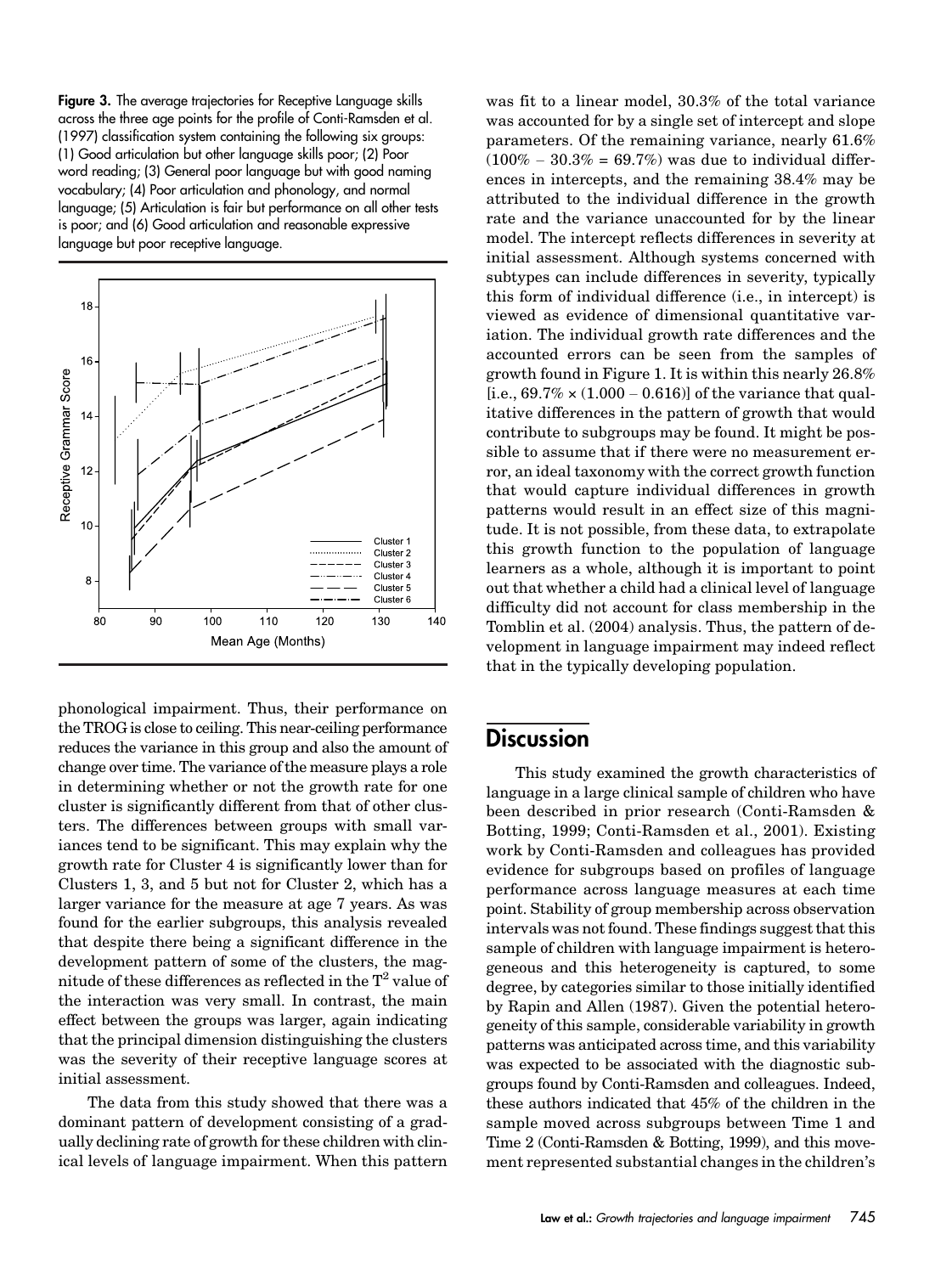**Figure 3.** The average trajectories for Receptive Language skills across the three age points for the profile of Conti-Ramsden et al. (1997) classification system containing the following six groups: (1) Good articulation but other language skills poor; (2) Poor word reading; (3) General poor language but with good naming vocabulary; (4) Poor articulation and phonology, and normal language; (5) Articulation is fair but performance on all other tests is poor; and (6) Good articulation and reasonable expressive language but poor receptive language.

phonological impairment. Thus, their performance on the TROG is close to ceiling. This near-ceiling performance reduces the variance in this group and also the amount of change over time. The variance of the measure plays a role in determining whether or not the growth rate for one cluster is significantly different from that of other clusters. The differences between groups with small variances tend to be significant. This may explain why the growth rate for Cluster 4 is significantly lower than for Clusters 1, 3, and 5 but not for Cluster 2, which has a larger variance for the measure at age 7 years. As was found for the earlier subgroups, this analysis revealed that despite there being a significant difference in the development pattern of some of the clusters, the magnitude of these differences as reflected in the $T^2$ value of the interaction was very small. In contrast, the main effect between the groups was larger, again indicating that the principal dimension distinguishing the clusters was the severity of their receptive language scores at initial assessment.

The data from this study showed that there was a dominant pattern of development consisting of a gradually declining rate of growth for these children with clinical levels of language impairment. When this pattern was fit to a linear model, 30.3% of the total variance was accounted for by a single set of intercept and slope parameters. Of the remaining variance, nearly 61.6% (100% – 30.3% = 69.7%) was due to individual differences in intercepts, and the remaining 38.4% may be attributed to the individual difference in the growth rate and the variance unaccounted for by the linear model. The intercept reflects differences in severity at initial assessment. Although systems concerned with subtypes can include differences in severity, typically this form of individual difference (i.e., in intercept) is viewed as evidence of dimensional quantitative variation. The individual growth rate differences and the accounted errors can be seen from the samples of growth found in Figure 1. It is within this nearly 26.8% [i.e., 69.7% × (1.000 – 0.616)] of the variance that qualitative differences in the pattern of growth that would contribute to subgroups may be found. It might be possible to assume that if there were no measurement error, an ideal taxonomy with the correct growth function that would capture individual differences in growth patterns would result in an effect size of this magnitude. It is not possible, from these data, to extrapolate this growth function to the population of language learners as a whole, although it is important to point out that whether a child had a clinical level of language difficulty did not account for class membership in the Tomblin et al. (2004) analysis. Thus, the pattern of development in language impairment may indeed reflect that in the typically developing population.

## Discussion

This study examined the growth characteristics of language in a large clinical sample of children who have been described in prior research (Conti-Ramsden & Botting, 1999; Conti-Ramsden et al., 2001). Existing work by Conti-Ramsden and colleagues has provided evidence for subgroups based on profiles of language performance across language measures at each time point. Stability of group membership across observation intervals was not found. These findings suggest that this sample of children with language impairment is heterogeneous and this heterogeneity is captured, to some degree, by categories similar to those initially identified by Rapin and Allen (1987). Given the potential heterogeneity of this sample, considerable variability in growth patterns was anticipated across time, and this variability was expected to be associated with the diagnostic subgroups found by Conti-Ramsden and colleagues. Indeed, these authors indicated that 45% of the children in the sample moved across subgroups between Time 1 and Time 2 (Conti-Ramsden & Botting, 1999), and this movement represented substantial changes in the children's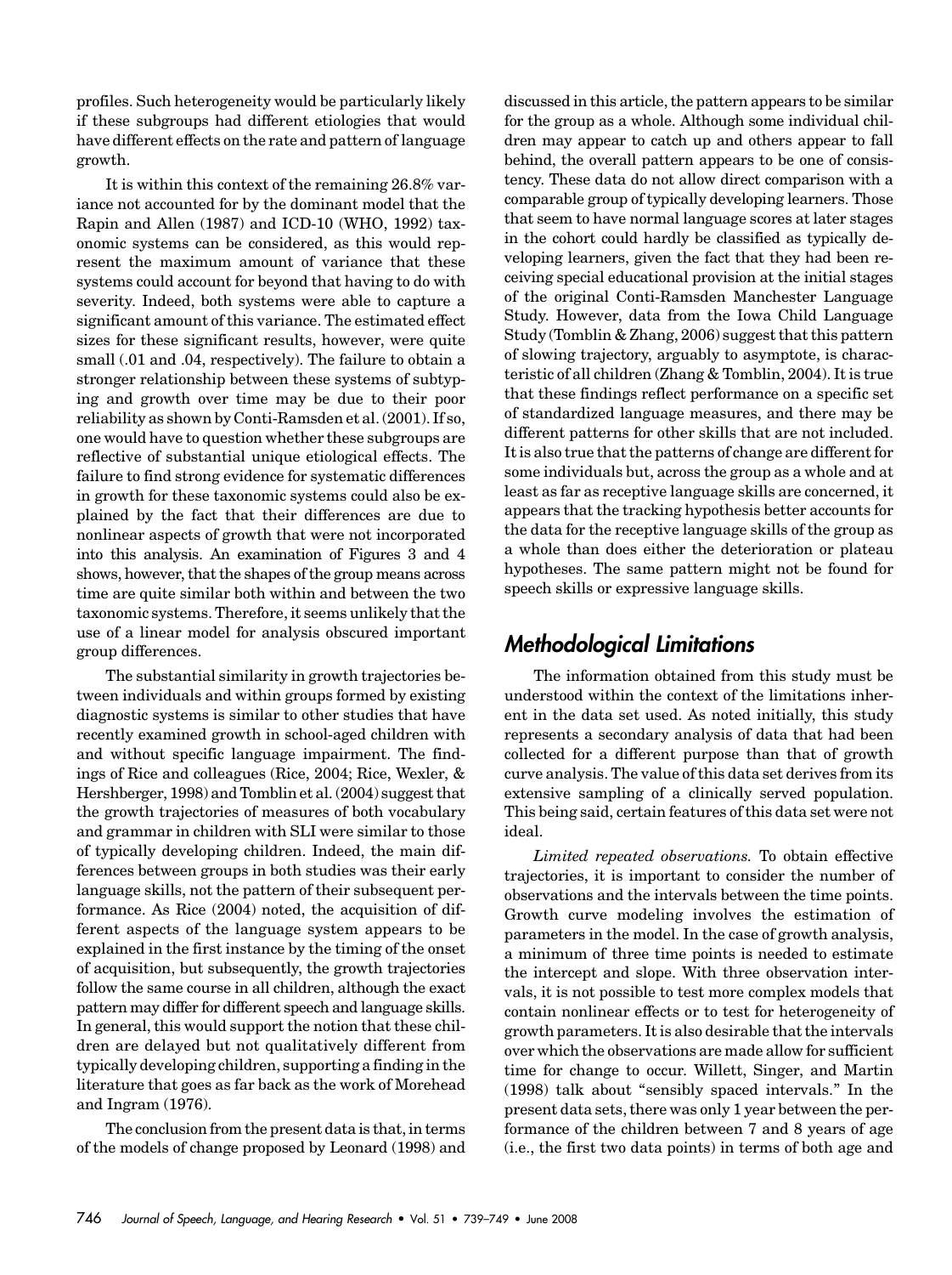profiles. Such heterogeneity would be particularly likely if these subgroups had different etiologies that would have different effects on the rate and pattern of language growth.

It is within this context of the remaining 26.8% variance not accounted for by the dominant model that the Rapin and Allen (1987) and ICD-10 (WHO, 1992) taxonomic systems can be considered, as this would represent the maximum amount of variance that these systems could account for beyond that having to do with severity. Indeed, both systems were able to capture a significant amount of this variance. The estimated effect sizes for these significant results, however, were quite small (.01 and .04, respectively). The failure to obtain a stronger relationship between these systems of subtyping and growth over time may be due to their poor reliability as shown by Conti-Ramsden et al. (2001). If so, one would have to question whether these subgroups are reflective of substantial unique etiological effects. The failure to find strong evidence for systematic differences in growth for these taxonomic systems could also be explained by the fact that their differences are due to nonlinear aspects of growth that were not incorporated into this analysis. An examination of Figures 3 and 4 shows, however, that the shapes of the group means across time are quite similar both within and between the two taxonomic systems. Therefore, it seems unlikely that the use of a linear model for analysis obscured important group differences.

The substantial similarity in growth trajectories between individuals and within groups formed by existing diagnostic systems is similar to other studies that have recently examined growth in school-aged children with and without specific language impairment. The findings of Rice and colleagues (Rice, 2004; Rice, Wexler, & Hershberger, 1998) and Tomblin et al. (2004) suggest that the growth trajectories of measures of both vocabulary and grammar in children with SLI were similar to those of typically developing children. Indeed, the main differences between groups in both studies was their early language skills, not the pattern of their subsequent performance. As Rice (2004) noted, the acquisition of different aspects of the language system appears to be explained in the first instance by the timing of the onset of acquisition, but subsequently, the growth trajectories follow the same course in all children, although the exact pattern may differ for different speech and language skills. In general, this would support the notion that these children are delayed but not qualitatively different from typically developing children, supporting a finding in the literature that goes as far back as the work of Morehead and Ingram (1976).

The conclusion from the present data is that, in terms of the models of change proposed by Leonard (1998) and discussed in this article, the pattern appears to be similar for the group as a whole. Although some individual children may appear to catch up and others appear to fall behind, the overall pattern appears to be one of consistency. These data do not allow direct comparison with a comparable group of typically developing learners. Those that seem to have normal language scores at later stages in the cohort could hardly be classified as typically developing learners, given the fact that they had been receiving special educational provision at the initial stages of the original Conti-Ramsden Manchester Language Study. However, data from the Iowa Child Language Study (Tomblin & Zhang, 2006) suggest that this pattern of slowing trajectory, arguably to asymptote, is characteristic of all children (Zhang & Tomblin, 2004). It is true that these findings reflect performance on a specific set of standardized language measures, and there may be different patterns for other skills that are not included. It is also true that the patterns of change are different for some individuals but, across the group as a whole and at least as far as receptive language skills are concerned, it appears that the tracking hypothesis better accounts for the data for the receptive language skills of the group as a whole than does either the deterioration or plateau hypotheses. The same pattern might not be found for speech skills or expressive language skills.

## Methodological Limitations

The information obtained from this study must be understood within the context of the limitations inherent in the data set used. As noted initially, this study represents a secondary analysis of data that had been collected for a different purpose than that of growth curve analysis. The value of this data set derives from its extensive sampling of a clinically served population. This being said, certain features of this data set were not ideal.

*Limited repeated observations.* To obtain effective trajectories, it is important to consider the number of observations and the intervals between the time points. Growth curve modeling involves the estimation of parameters in the model. In the case of growth analysis, a minimum of three time points is needed to estimate the intercept and slope. With three observation intervals, it is not possible to test more complex models that contain nonlinear effects or to test for heterogeneity of growth parameters. It is also desirable that the intervals over which the observations are made allow for sufficient time for change to occur. Willett, Singer, and Martin (1998) talk about "sensibly spaced intervals." In the present data sets, there was only 1 year between the performance of the children between 7 and 8 years of age (i.e., the first two data points) in terms of both age and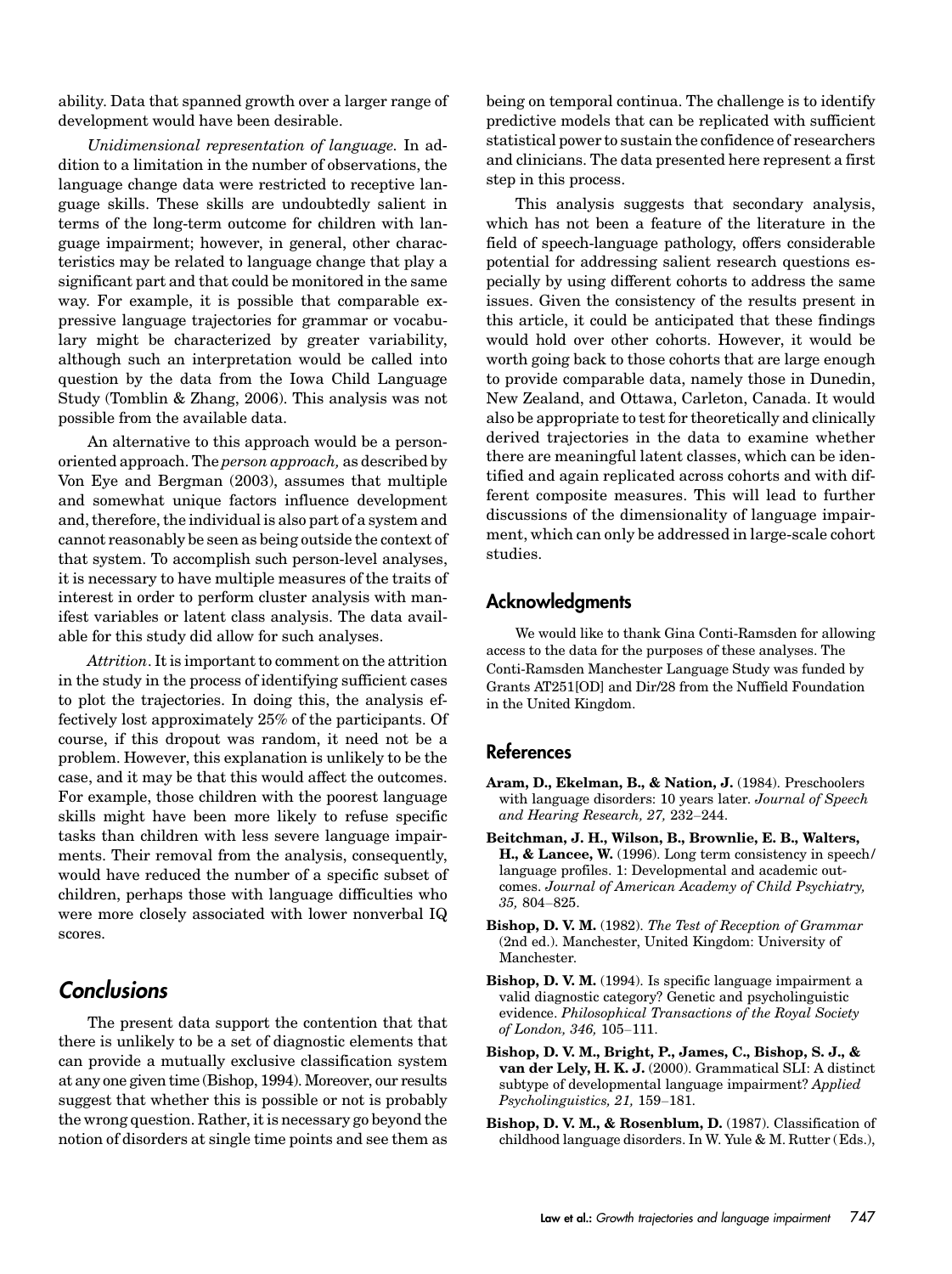ability. Data that spanned growth over a larger range of development would have been desirable.

*Unidimensional representation of language.* In addition to a limitation in the number of observations, the language change data were restricted to receptive language skills. These skills are undoubtedly salient in terms of the long-term outcome for children with language impairment; however, in general, other characteristics may be related to language change that play a significant part and that could be monitored in the same way. For example, it is possible that comparable expressive language trajectories for grammar or vocabulary might be characterized by greater variability, although such an interpretation would be called into question by the data from the Iowa Child Language Study (Tomblin & Zhang, 2006). This analysis was not possible from the available data.

An alternative to this approach would be a person-oriented approach. The *person approach,* as described by Von Eye and Bergman (2003), assumes that multiple and somewhat unique factors influence development and, therefore, the individual is also part of a system and cannot reasonably be seen as being outside the context of that system. To accomplish such person-level analyses, it is necessary to have multiple measures of the traits of interest in order to perform cluster analysis with manifest variables or latent class analysis. The data available for this study did allow for such analyses.

*Attrition*. It is important to comment on the attrition in the study in the process of identifying sufficient cases to plot the trajectories. In doing this, the analysis effectively lost approximately 25% of the participants. Of course, if this dropout was random, it need not be a problem. However, this explanation is unlikely to be the case, and it may be that this would affect the outcomes. For example, those children with the poorest language skills might have been more likely to refuse specific tasks than children with less severe language impairments. Their removal from the analysis, consequently, would have reduced the number of a specific subset of children, perhaps those with language difficulties who were more closely associated with lower nonverbal IQ scores.

## Conclusions

The present data support the contention that that there is unlikely to be a set of diagnostic elements that can provide a mutually exclusive classification system at any one given time (Bishop, 1994). Moreover, our results suggest that whether this is possible or not is probably the wrong question. Rather, it is necessary go beyond the notion of disorders at single time points and see them as being on temporal continua. The challenge is to identify predictive models that can be replicated with sufficient statistical power to sustain the confidence of researchers and clinicians. The data presented here represent a first step in this process.

This analysis suggests that secondary analysis, which has not been a feature of the literature in the field of speech-language pathology, offers considerable potential for addressing salient research questions especially by using different cohorts to address the same issues. Given the consistency of the results present in this article, it could be anticipated that these findings would hold over other cohorts. However, it would be worth going back to those cohorts that are large enough to provide comparable data, namely those in Dunedin, New Zealand, and Ottawa, Carleton, Canada. It would also be appropriate to test for theoretically and clinically derived trajectories in the data to examine whether there are meaningful latent classes, which can be identified and again replicated across cohorts and with different composite measures. This will lead to further discussions of the dimensionality of language impairment, which can only be addressed in large-scale cohort studies.

## Acknowledgments

We would like to thank Gina Conti-Ramsden for allowing access to the data for the purposes of these analyses. The Conti-Ramsden Manchester Language Study was funded by Grants AT251[OD] and Dir/28 from the Nuffield Foundation in the United Kingdom.

## References

**Aram, D., Ekelman, B., & Nation, J.** (1984). Preschoolers with language disorders: 10 years later. *Journal of Speech and Hearing Research, 27,* 232–244.

**Beitchman, J. H., Wilson, B., Brownlie, E. B., Walters, H., & Lancee, W.** (1996). Long term consistency in speech/language profiles. 1: Developmental and academic outcomes. *Journal of American Academy of Child Psychiatry, 35,* 804–825.

**Bishop, D. V. M.** (1982). *The Test of Reception of Grammar* (2nd ed.). Manchester, United Kingdom: University of Manchester.

**Bishop, D. V. M.** (1994). Is specific language impairment a valid diagnostic category? Genetic and psycholinguistic evidence. *Philosophical Transactions of the Royal Society of London, 346,* 105–111.

**Bishop, D. V. M., Bright, P., James, C., Bishop, S. J., & van der Lely, H. K. J.** (2000). Grammatical SLI: A distinct subtype of developmental language impairment? *Applied Psycholinguistics, 21,* 159–181.

**Bishop, D. V. M., & Rosenblum, D.** (1987). Classification of childhood language disorders. In W. Yule & M. Rutter (Eds.),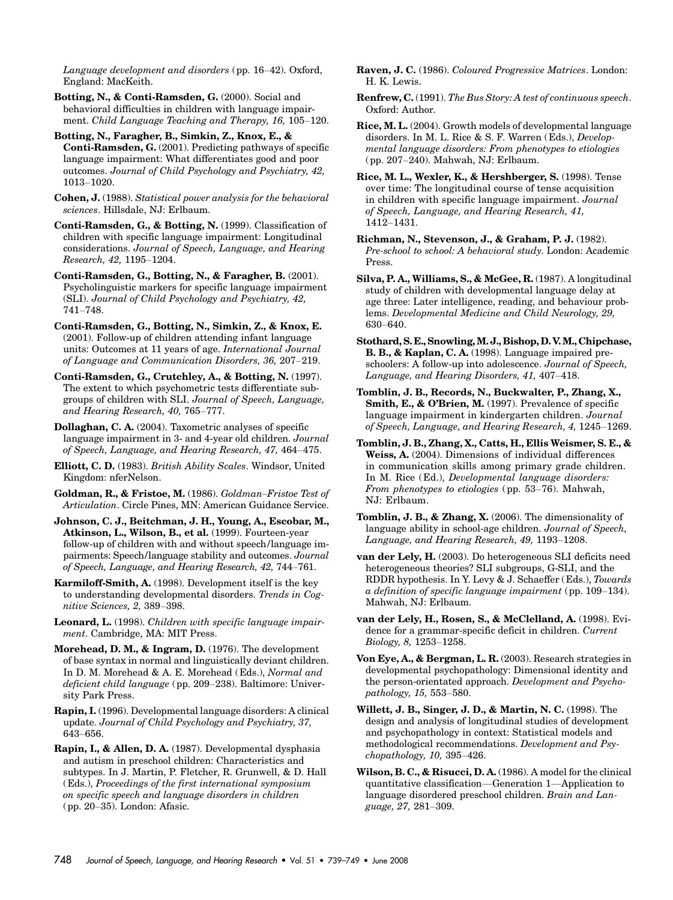*Language development and disorders* (pp. 16–42). Oxford, England: MacKeith.

**Botting, N., & Conti-Ramsden, G.** (2000). Social and behavioral difficulties in children with language impairment. *Child Language Teaching and Therapy, 16,* 105–120.

**Botting, N., Faragher, B., Simkin, Z., Knox, E., & Conti-Ramsden, G.** (2001). Predicting pathways of specific language impairment: What differentiates good and poor outcomes. *Journal of Child Psychology and Psychiatry, 42,* 1013–1020.

**Cohen, J.** (1988). *Statistical power analysis for the behavioral sciences*. Hillsdale, NJ: Erlbaum.

**Conti-Ramsden, G., & Botting, N.** (1999). Classification of children with specific language impairment: Longitudinal considerations. *Journal of Speech, Language, and Hearing Research, 42,* 1195–1204.

**Conti-Ramsden, G., Botting, N., & Faragher, B.** (2001). Psycholinguistic markers for specific language impairment (SLI). *Journal of Child Psychology and Psychiatry, 42,* 741–748.

**Conti-Ramsden, G., Botting, N., Simkin, Z., & Knox, E.** (2001). Follow-up of children attending infant language units: Outcomes at 11 years of age. *International Journal of Language and Communication Disorders, 36,* 207–219.

**Conti-Ramsden, G., Crutchley, A., & Botting, N.** (1997). The extent to which psychometric tests differentiate subgroups of children with SLI. *Journal of Speech, Language, and Hearing Research, 40,* 765–777.

**Dollaghan, C. A.** (2004). Taxometric analyses of specific language impairment in 3- and 4-year old children. *Journal of Speech, Language, and Hearing Research, 47,* 464–475.

**Elliott, C. D.** (1983). *British Ability Scales*. Windsor, United Kingdom: nferNelson.

**Goldman, R., & Fristoe, M.** (1986). *Goldman–Fristoe Test of Articulation*. Circle Pines, MN: American Guidance Service.

**Johnson, C. J., Beitchman, J. H., Young, A., Escobar, M., Atkinson, L., Wilson, B., et al.** (1999). Fourteen-year follow-up of children with and without speech/language impairments: Speech/language stability and outcomes. *Journal of Speech, Language, and Hearing Research, 42,* 744–761.

**Karmiloff-Smith, A.** (1998). Development itself is the key to understanding developmental disorders. *Trends in Cognitive Sciences, 2,* 389–398.

**Leonard, L.** (1998). *Children with specific language impairment*. Cambridge, MA: MIT Press.

**Morehead, D. M., & Ingram, D.** (1976). The development of base syntax in normal and linguistically deviant children. In D. M. Morehead & A. E. Morehead (Eds.), *Normal and deficient child language* (pp. 209–238). Baltimore: University Park Press.

**Rapin, I.** (1996). Developmental language disorders: A clinical update. *Journal of Child Psychology and Psychiatry, 37,* 643–656.

**Rapin, I., & Allen, D. A.** (1987). Developmental dysphasia and autism in preschool children: Characteristics and subtypes. In J. Martin, P. Fletcher, R. Grunwell, & D. Hall (Eds.), *Proceedings of the first international symposium on specific speech and language disorders in children* (pp. 20–35). London: Afasic.

**Raven, J. C.** (1986). *Coloured Progressive Matrices*. London: H. K. Lewis.

**Renfrew, C.** (1991). *The Bus Story: A test of continuous speech*. Oxford: Author.

**Rice, M. L.** (2004). Growth models of developmental language disorders. In M. L. Rice & S. F. Warren (Eds.), *Developmental language disorders: From phenotypes to etiologies* (pp. 207–240). Mahwah, NJ: Erlbaum.

**Rice, M. L., Wexler, K., & Hershberger, S.** (1998). Tense over time: The longitudinal course of tense acquisition in children with specific language impairment. *Journal of Speech, Language, and Hearing Research, 41,* 1412–1431.

**Richman, N., Stevenson, J., & Graham, P. J.** (1982). *Pre-school to school: A behavioral study*. London: Academic Press.

**Silva, P. A., Williams, S., & McGee, R.** (1987). A longitudinal study of children with developmental language delay at age three: Later intelligence, reading, and behaviour problems. *Developmental Medicine and Child Neurology, 29,* 630–640.

**Stothard, S. E., Snowling, M. J., Bishop, D. V. M., Chipchase, B. B., & Kaplan, C. A.** (1998). Language impaired preschoolers: A follow-up into adolescence. *Journal of Speech, Language, and Hearing Disorders, 41,* 407–418.

**Tomblin, J. B., Records, N., Buckwalter, P., Zhang, X., Smith, E., & O'Brien, M.** (1997). Prevalence of specific language impairment in kindergarten children. *Journal of Speech, Language, and Hearing Research, 4,* 1245–1269.

**Tomblin, J. B., Zhang, X., Catts, H., Ellis Weismer, S. E., & Weiss, A.** (2004). Dimensions of individual differences in communication skills among primary grade children. In M. Rice (Ed.), *Developmental language disorders: From phenotypes to etiologies* (pp. 53–76). Mahwah, NJ: Erlbaum.

**Tomblin, J. B., & Zhang, X.** (2006). The dimensionality of language ability in school-age children. *Journal of Speech, Language, and Hearing Research, 49,* 1193–1208.

**van der Lely, H.** (2003). Do heterogeneous SLI deficits need heterogeneous theories? SLI subgroups, G-SLI, and the RDDR hypothesis. In Y. Levy & J. Schaeffer (Eds.), *Towards a definition of specific language impairment* (pp. 109–134). Mahwah, NJ: Erlbaum.

**van der Lely, H., Rosen, S., & McClelland, A.** (1998). Evidence for a grammar-specific deficit in children. *Current Biology, 8,* 1253–1258.

**Von Eye, A., & Bergman, L. R.** (2003). Research strategies in developmental psychopathology: Dimensional identity and the person-orientated approach. *Development and Psychopathology, 15,* 553–580.

**Willett, J. B., Singer, J. D., & Martin, N. C.** (1998). The design and analysis of longitudinal studies of development and psychopathology in context: Statistical models and methodological recommendations. *Development and Psychopathology, 10,* 395–426.

**Wilson, B. C., & Risucci, D. A.** (1986). A model for the clinical quantitative classification—Generation 1—Application to language disordered preschool children. *Brain and Language, 27,* 281–309.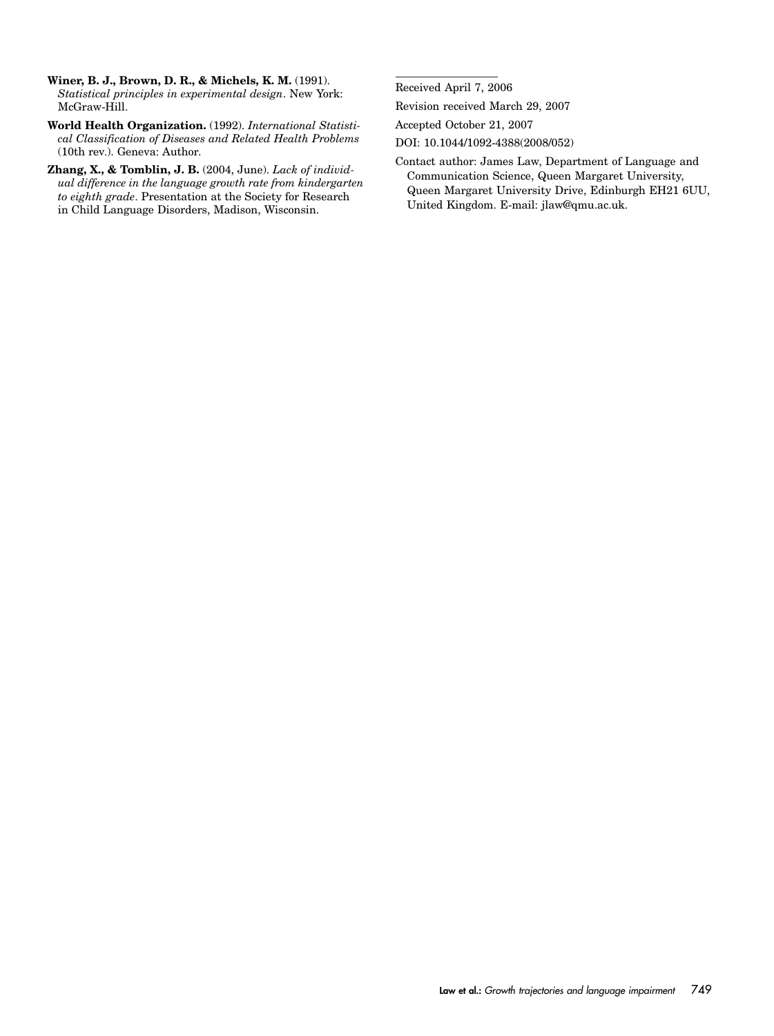**Winer, B. J., Brown, D. R., & Michels, K. M.** (1991). *Statistical principles in experimental design*. New York: McGraw-Hill.

**World Health Organization.** (1992). *International Statistical Classification of Diseases and Related Health Problems* (10th rev.). Geneva: Author.

**Zhang, X., & Tomblin, J. B.** (2004, June). *Lack of individual difference in the language growth rate from kindergarten to eighth grade*. Presentation at the Society for Research in Child Language Disorders, Madison, Wisconsin.

---

Received April 7, 2006

Revision received March 29, 2007

Accepted October 21, 2007

DOI: 10.1044/1092-4388(2008/052)

Contact author: James Law, Department of Language and Communication Science, Queen Margaret University, Queen Margaret University Drive, Edinburgh EH21 6UU, United Kingdom. E-mail: jlaw@qmu.ac.uk.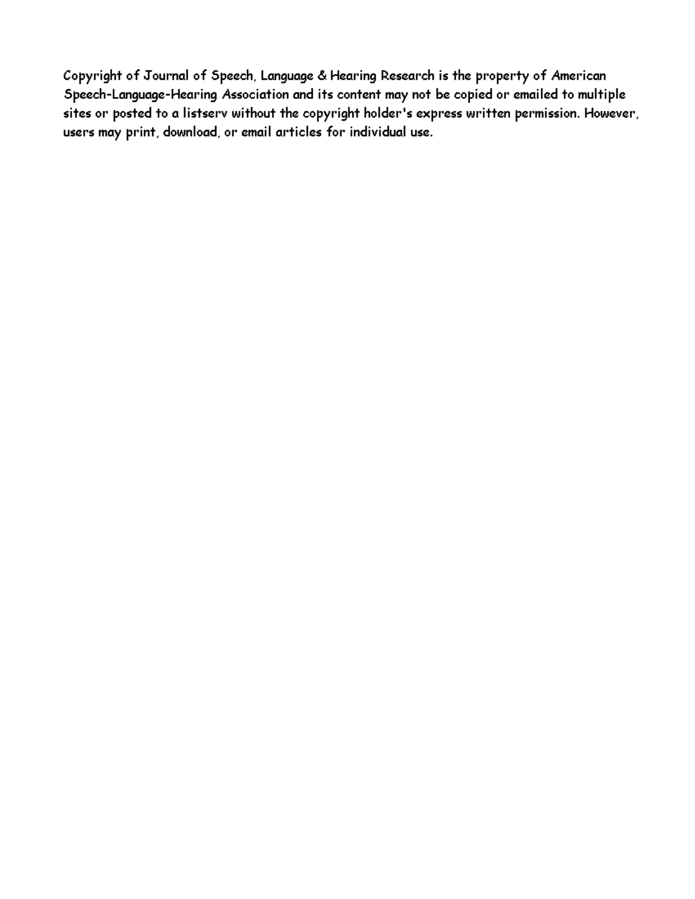Copyright of Journal of Speech, Language & Hearing Research is the property of American Speech-Language-Hearing Association and its content may not be copied or emailed to multiple sites or posted to a listserv without the copyright holder's express written permission. However, users may print, download, or email articles for individual use.